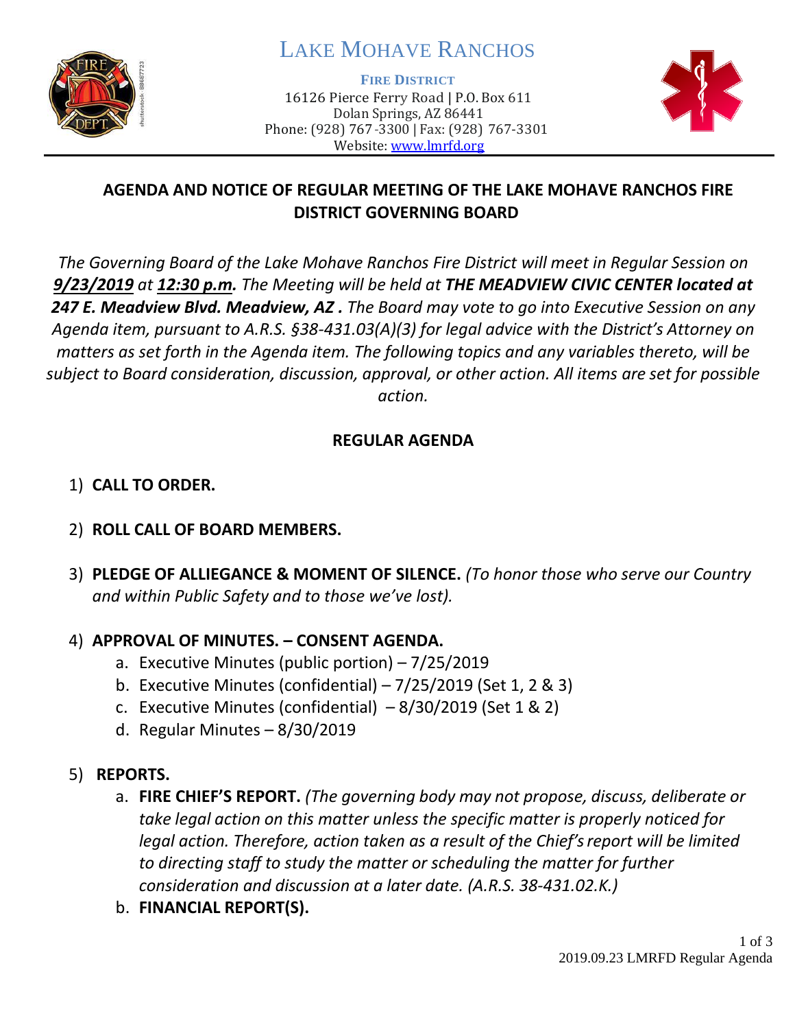# LAKE MOHAVE RANCHOS

**FIRE DISTRICT**
16126 Pierce Ferry Road | P.O. Box 611
Dolan Springs, AZ 86441
Phone: (928) 767-3300 | Fax: (928) 767-3301
Website: www.lmrfd.org

## AGENDA AND NOTICE OF REGULAR MEETING OF THE LAKE MOHAVE RANCHOS FIRE DISTRICT GOVERNING BOARD

*The Governing Board of the Lake Mohave Ranchos Fire District will meet in Regular Session on **9/23/2019** at **12:30 p.m.** The Meeting will be held at **THE MEADVIEW CIVIC CENTER located at 247 E. Meadview Blvd. Meadview, AZ .** The Board may vote to go into Executive Session on any Agenda item, pursuant to A.R.S. §38-431.03(A)(3) for legal advice with the District's Attorney on matters as set forth in the Agenda item. The following topics and any variables thereto, will be subject to Board consideration, discussion, approval, or other action. All items are set for possible action.*

### REGULAR AGENDA

1) **CALL TO ORDER.**

2) **ROLL CALL OF BOARD MEMBERS.**

3) **PLEDGE OF ALLIEGANCE & MOMENT OF SILENCE.** *(To honor those who serve our Country and within Public Safety and to those we've lost).*

4) **APPROVAL OF MINUTES. – CONSENT AGENDA.**
   a. Executive Minutes (public portion) – 7/25/2019
   b. Executive Minutes (confidential) – 7/25/2019 (Set 1, 2 & 3)
   c. Executive Minutes (confidential) – 8/30/2019 (Set 1 & 2)
   d. Regular Minutes – 8/30/2019

5) **REPORTS.**
   a. **FIRE CHIEF'S REPORT.** *(The governing body may not propose, discuss, deliberate or take legal action on this matter unless the specific matter is properly noticed for legal action. Therefore, action taken as a result of the Chief's report will be limited to directing staff to study the matter or scheduling the matter for further consideration and discussion at a later date. (A.R.S. 38-431.02.K.)*
   b. **FINANCIAL REPORT(S).**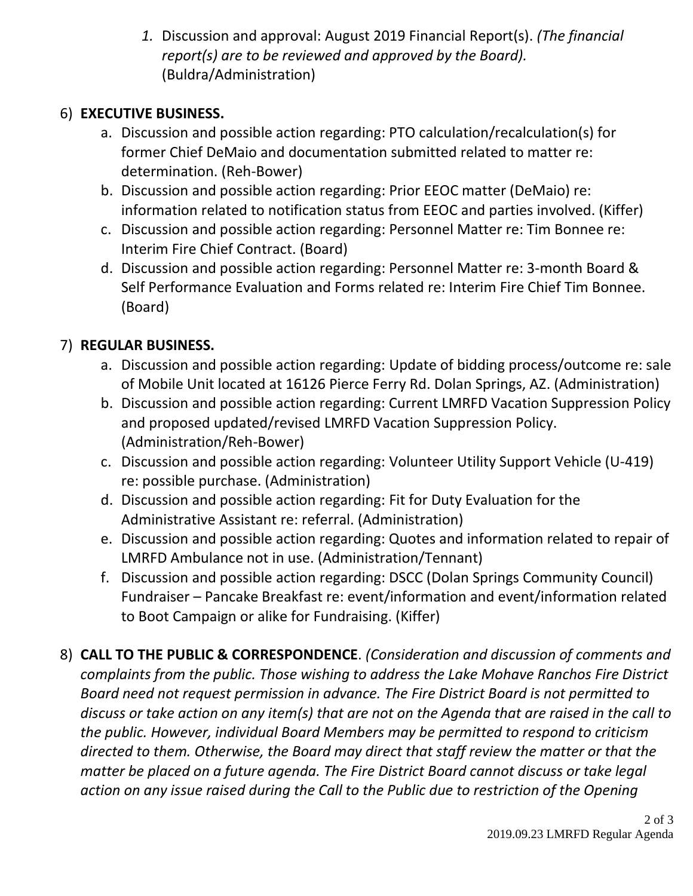1. Discussion and approval: August 2019 Financial Report(s). *(The financial report(s) are to be reviewed and approved by the Board).* (Buldra/Administration)

6) **EXECUTIVE BUSINESS.**
   a. Discussion and possible action regarding: PTO calculation/recalculation(s) for former Chief DeMaio and documentation submitted related to matter re: determination. (Reh-Bower)
   b. Discussion and possible action regarding: Prior EEOC matter (DeMaio) re: information related to notification status from EEOC and parties involved. (Kiffer)
   c. Discussion and possible action regarding: Personnel Matter re: Tim Bonnee re: Interim Fire Chief Contract. (Board)
   d. Discussion and possible action regarding: Personnel Matter re: 3-month Board & Self Performance Evaluation and Forms related re: Interim Fire Chief Tim Bonnee. (Board)

7) **REGULAR BUSINESS.**
   a. Discussion and possible action regarding: Update of bidding process/outcome re: sale of Mobile Unit located at 16126 Pierce Ferry Rd. Dolan Springs, AZ. (Administration)
   b. Discussion and possible action regarding: Current LMRFD Vacation Suppression Policy and proposed updated/revised LMRFD Vacation Suppression Policy. (Administration/Reh-Bower)
   c. Discussion and possible action regarding: Volunteer Utility Support Vehicle (U-419) re: possible purchase. (Administration)
   d. Discussion and possible action regarding: Fit for Duty Evaluation for the Administrative Assistant re: referral. (Administration)
   e. Discussion and possible action regarding: Quotes and information related to repair of LMRFD Ambulance not in use. (Administration/Tennant)
   f. Discussion and possible action regarding: DSCC (Dolan Springs Community Council) Fundraiser – Pancake Breakfast re: event/information and event/information related to Boot Campaign or alike for Fundraising. (Kiffer)

8) **CALL TO THE PUBLIC & CORRESPONDENCE**. *(Consideration and discussion of comments and complaints from the public. Those wishing to address the Lake Mohave Ranchos Fire District Board need not request permission in advance. The Fire District Board is not permitted to discuss or take action on any item(s) that are not on the Agenda that are raised in the call to the public. However, individual Board Members may be permitted to respond to criticism directed to them. Otherwise, the Board may direct that staff review the matter or that the matter be placed on a future agenda. The Fire District Board cannot discuss or take legal action on any issue raised during the Call to the Public due to restriction of the Opening*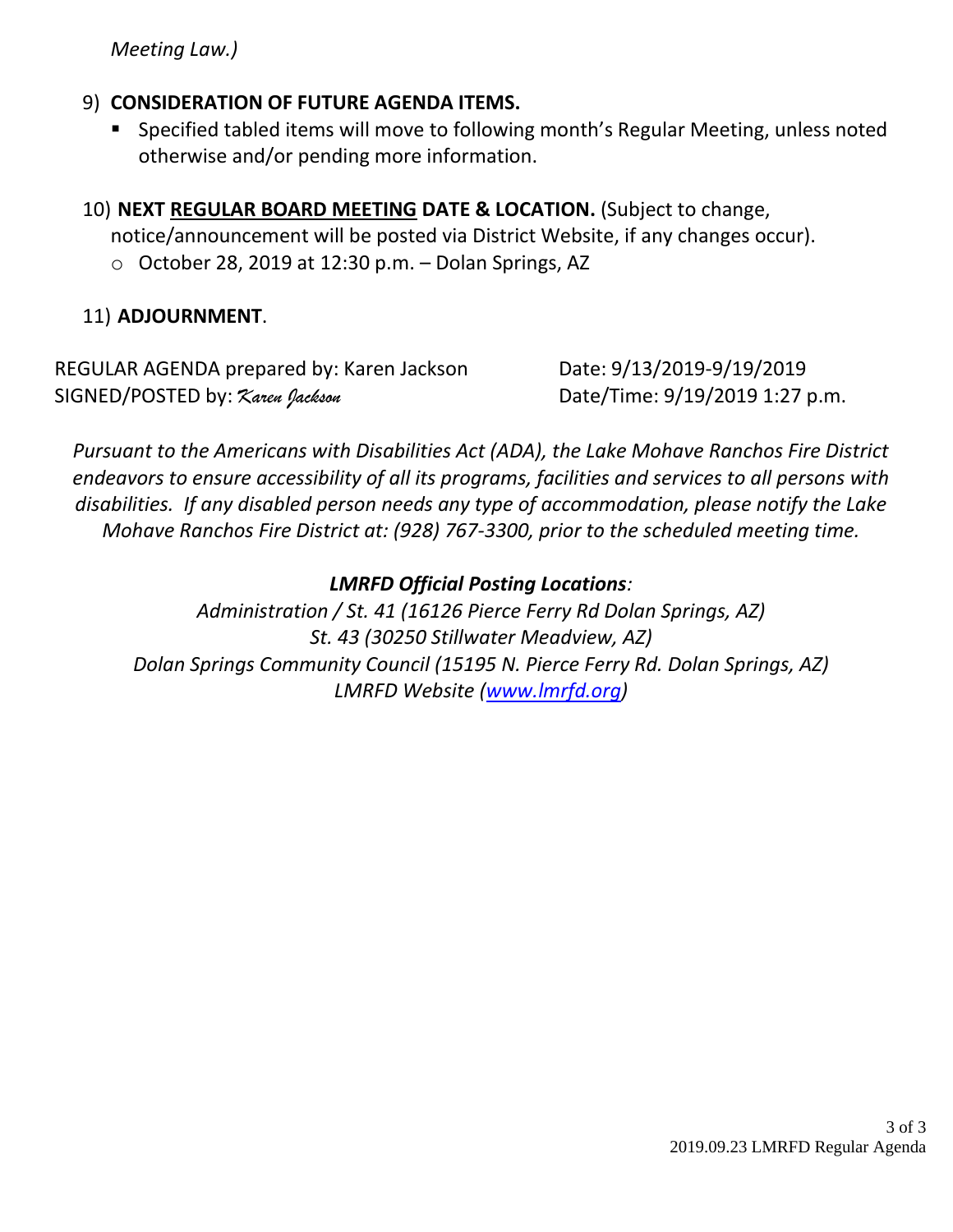*Meeting Law.)*

9) **CONSIDERATION OF FUTURE AGENDA ITEMS.**
   - Specified tabled items will move to following month's Regular Meeting, unless noted otherwise and/or pending more information.

10) **NEXT <u>REGULAR BOARD MEETING</u> DATE & LOCATION.** (Subject to change, notice/announcement will be posted via District Website, if any changes occur).
    - October 28, 2019 at 12:30 p.m. – Dolan Springs, AZ

11) **ADJOURNMENT**.

REGULAR AGENDA prepared by: Karen Jackson    Date: 9/13/2019-9/19/2019
SIGNED/POSTED by: *Karen Jackson*    Date/Time: 9/19/2019 1:27 p.m.

*Pursuant to the Americans with Disabilities Act (ADA), the Lake Mohave Ranchos Fire District endeavors to ensure accessibility of all its programs, facilities and services to all persons with disabilities. If any disabled person needs any type of accommodation, please notify the Lake Mohave Ranchos Fire District at: (928) 767-3300, prior to the scheduled meeting time.*

***LMRFD Official Posting Locations**:*
*Administration / St. 41 (16126 Pierce Ferry Rd Dolan Springs, AZ)*
*St. 43 (30250 Stillwater Meadview, AZ)*
*Dolan Springs Community Council (15195 N. Pierce Ferry Rd. Dolan Springs, AZ)*
*LMRFD Website (www.lmrfd.org)*